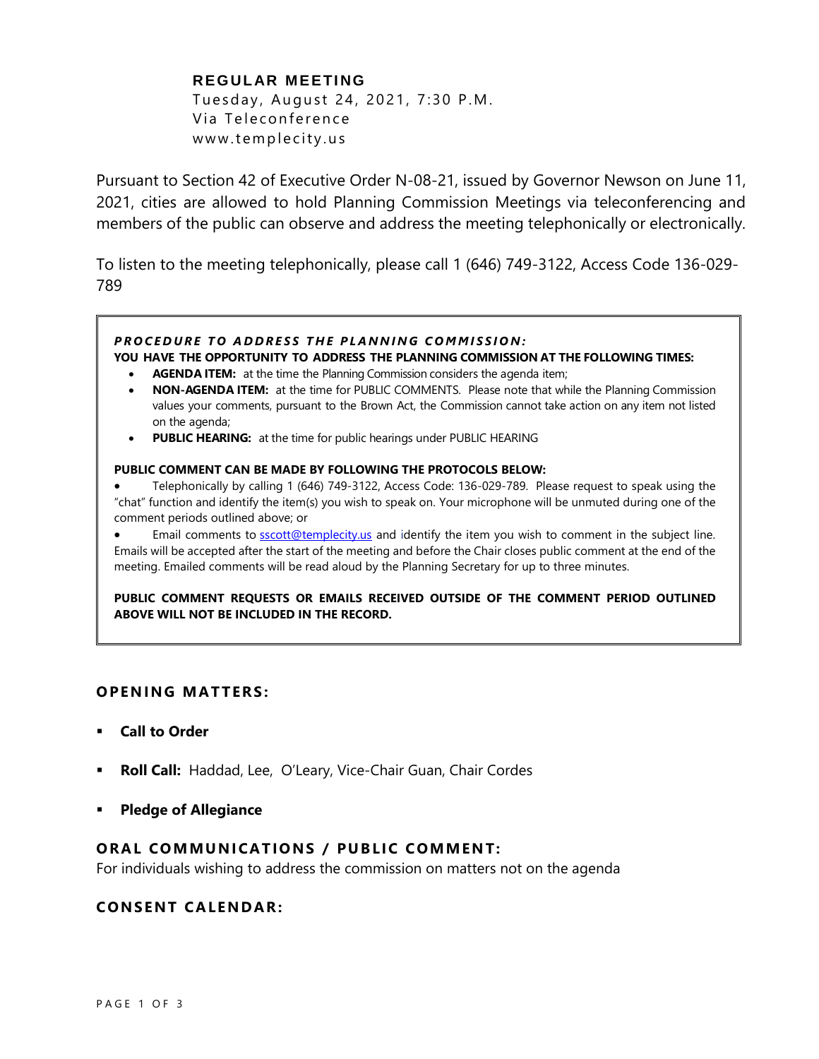**REGULAR MEETING**
Tuesday, August 24, 2021, 7:30 P.M.
Via Teleconference
www.templecity.us

Pursuant to Section 42 of Executive Order N-08-21, issued by Governor Newson on June 11, 2021, cities are allowed to hold Planning Commission Meetings via teleconferencing and members of the public can observe and address the meeting telephonically or electronically.

To listen to the meeting telephonically, please call 1 (646) 749-3122, Access Code 136-029-789

***PROCEDURE TO ADDRESS THE PLANNING COMMISSION:***
**YOU HAVE THE OPPORTUNITY TO ADDRESS THE PLANNING COMMISSION AT THE FOLLOWING TIMES:**

- **AGENDA ITEM:** at the time the Planning Commission considers the agenda item;
- **NON-AGENDA ITEM:** at the time for PUBLIC COMMENTS. Please note that while the Planning Commission values your comments, pursuant to the Brown Act, the Commission cannot take action on any item not listed on the agenda;
- **PUBLIC HEARING:** at the time for public hearings under PUBLIC HEARING

**PUBLIC COMMENT CAN BE MADE BY FOLLOWING THE PROTOCOLS BELOW:**

- Telephonically by calling 1 (646) 749-3122, Access Code: 136-029-789. Please request to speak using the "chat" function and identify the item(s) you wish to speak on. Your microphone will be unmuted during one of the comment periods outlined above; or
- Email comments to sscott@templecity.us and identify the item you wish to comment in the subject line. Emails will be accepted after the start of the meeting and before the Chair closes public comment at the end of the meeting. Emailed comments will be read aloud by the Planning Secretary for up to three minutes.

**PUBLIC COMMENT REQUESTS OR EMAILS RECEIVED OUTSIDE OF THE COMMENT PERIOD OUTLINED ABOVE WILL NOT BE INCLUDED IN THE RECORD.**

## OPENING MATTERS:

- **Call to Order**
- **Roll Call:** Haddad, Lee, O'Leary, Vice-Chair Guan, Chair Cordes
- **Pledge of Allegiance**

## ORAL COMMUNICATIONS / PUBLIC COMMENT:

For individuals wishing to address the commission on matters not on the agenda

## CONSENT CALENDAR: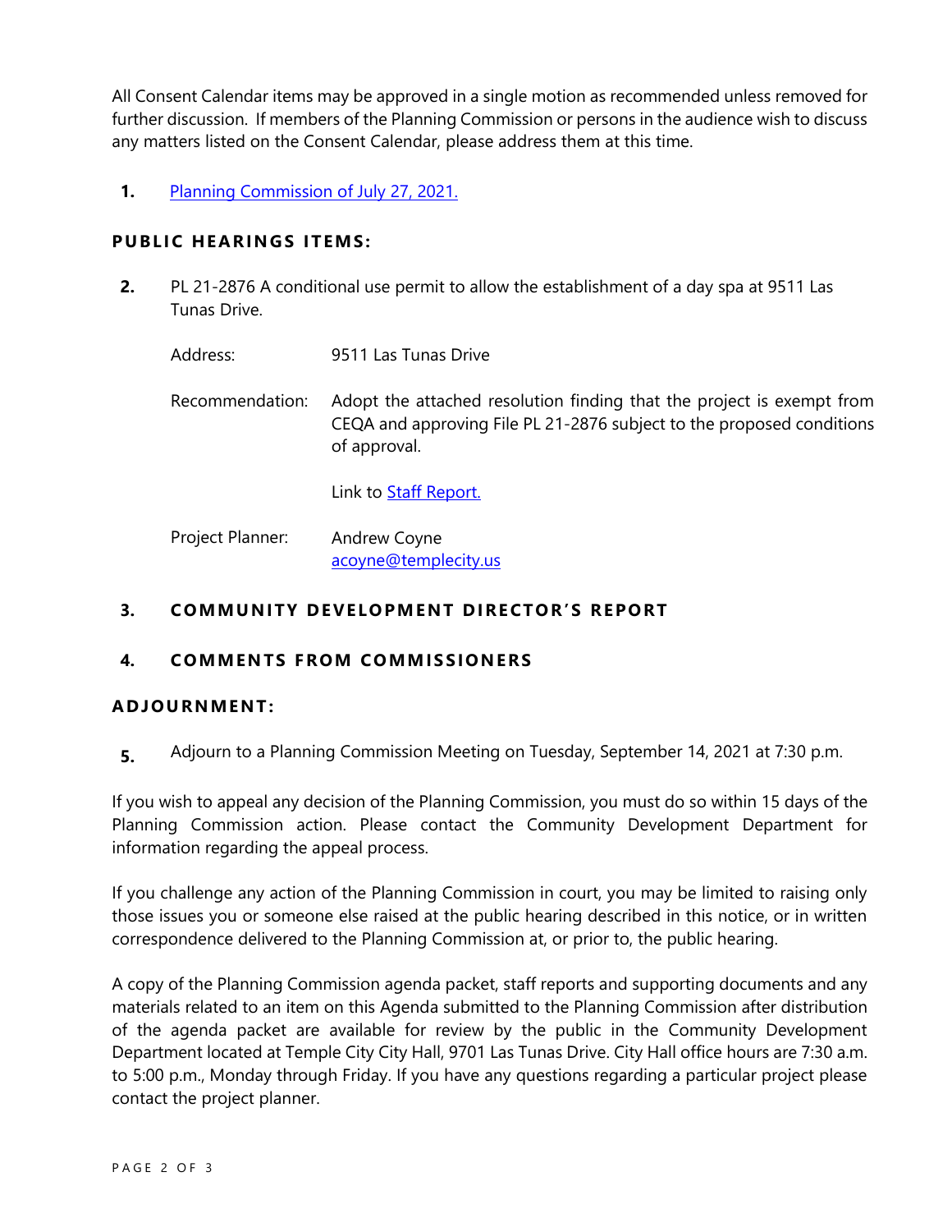All Consent Calendar items may be approved in a single motion as recommended unless removed for further discussion. If members of the Planning Commission or persons in the audience wish to discuss any matters listed on the Consent Calendar, please address them at this time.

**1.** Planning Commission of July 27, 2021.

## PUBLIC HEARINGS ITEMS:

**2.** PL 21-2876 A conditional use permit to allow the establishment of a day spa at 9511 Las Tunas Drive.

Address: 9511 Las Tunas Drive

Recommendation: Adopt the attached resolution finding that the project is exempt from CEQA and approving File PL 21-2876 subject to the proposed conditions of approval.

Link to Staff Report.

Project Planner: Andrew Coyne
acoyne@templecity.us

## 3. COMMUNITY DEVELOPMENT DIRECTOR'S REPORT

## 4. COMMENTS FROM COMMISSIONERS

## ADJOURNMENT:

**5.** Adjourn to a Planning Commission Meeting on Tuesday, September 14, 2021 at 7:30 p.m.

If you wish to appeal any decision of the Planning Commission, you must do so within 15 days of the Planning Commission action. Please contact the Community Development Department for information regarding the appeal process.

If you challenge any action of the Planning Commission in court, you may be limited to raising only those issues you or someone else raised at the public hearing described in this notice, or in written correspondence delivered to the Planning Commission at, or prior to, the public hearing.

A copy of the Planning Commission agenda packet, staff reports and supporting documents and any materials related to an item on this Agenda submitted to the Planning Commission after distribution of the agenda packet are available for review by the public in the Community Development Department located at Temple City City Hall, 9701 Las Tunas Drive. City Hall office hours are 7:30 a.m. to 5:00 p.m., Monday through Friday. If you have any questions regarding a particular project please contact the project planner.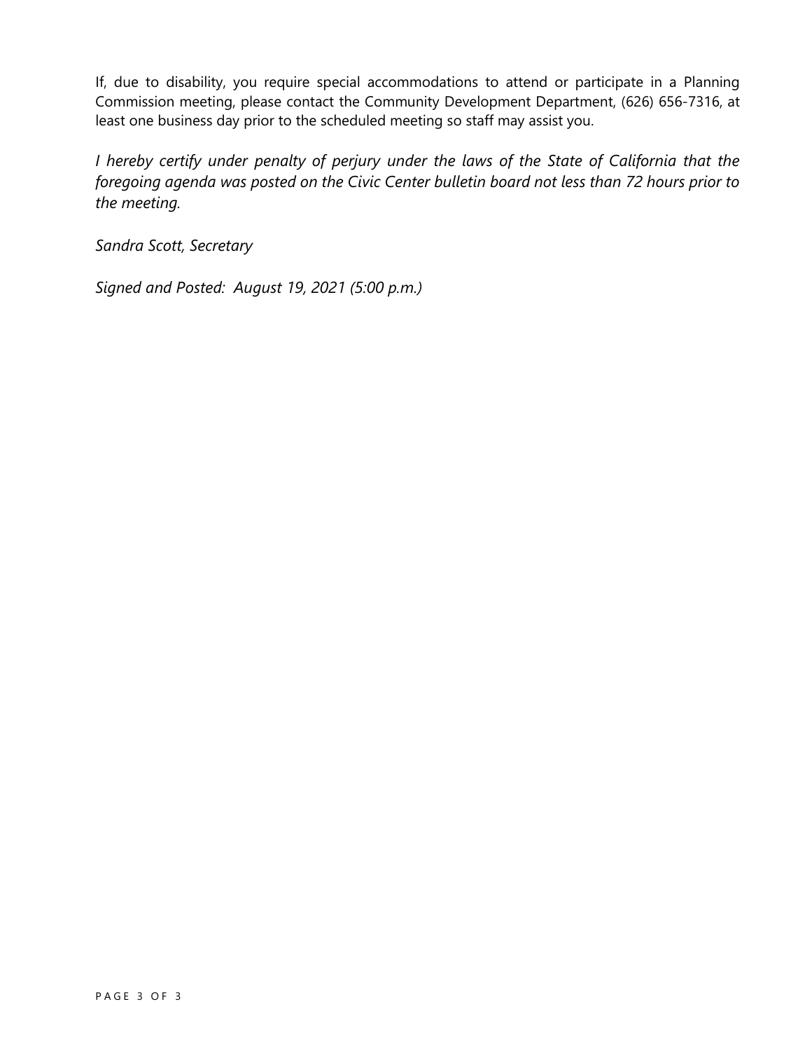If, due to disability, you require special accommodations to attend or participate in a Planning Commission meeting, please contact the Community Development Department, (626) 656-7316, at least one business day prior to the scheduled meeting so staff may assist you.

*I hereby certify under penalty of perjury under the laws of the State of California that the foregoing agenda was posted on the Civic Center bulletin board not less than 72 hours prior to the meeting.*

*Sandra Scott, Secretary*

*Signed and Posted: August 19, 2021 (5:00 p.m.)*